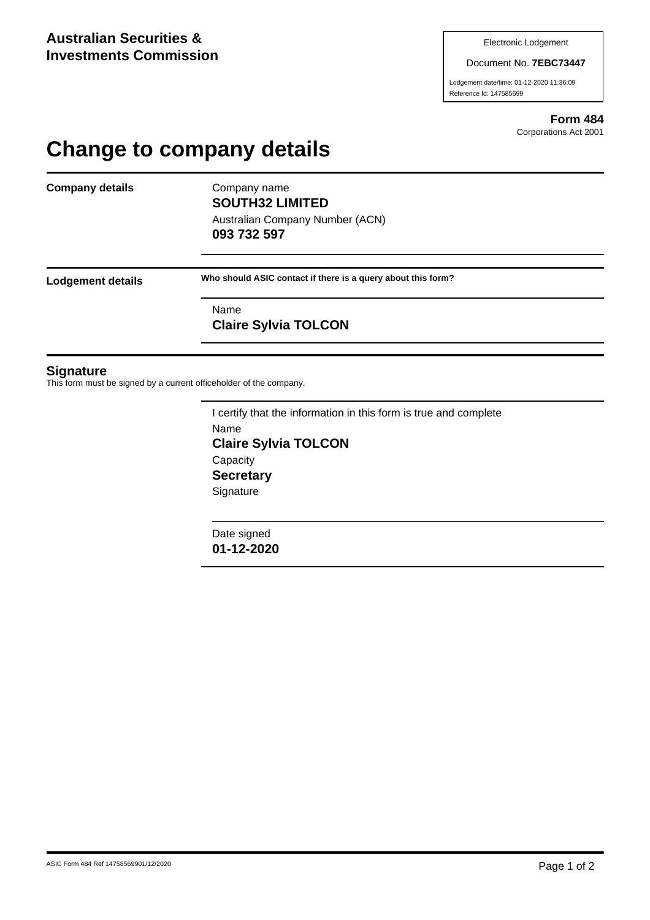**Australian Securities & Investments Commission**

Electronic Lodgement

Document No. **7EBC73447**

Lodgement date/time: 01-12-2020 11:36:09

Reference Id: 147585699

**Form 484**
Corporations Act 2001

# Change to company details

**Company details**

Company name
**SOUTH32 LIMITED**

Australian Company Number (ACN)
**093 732 597**

**Lodgement details**

**Who should ASIC contact if there is a query about this form?**

Name
**Claire Sylvia TOLCON**

## Signature

This form must be signed by a current officeholder of the company.

I certify that the information in this form is true and complete

Name
**Claire Sylvia TOLCON**

Capacity
**Secretary**

Signature

Date signed
**01-12-2020**

ASIC Form 484 Ref 14758569901/12/2020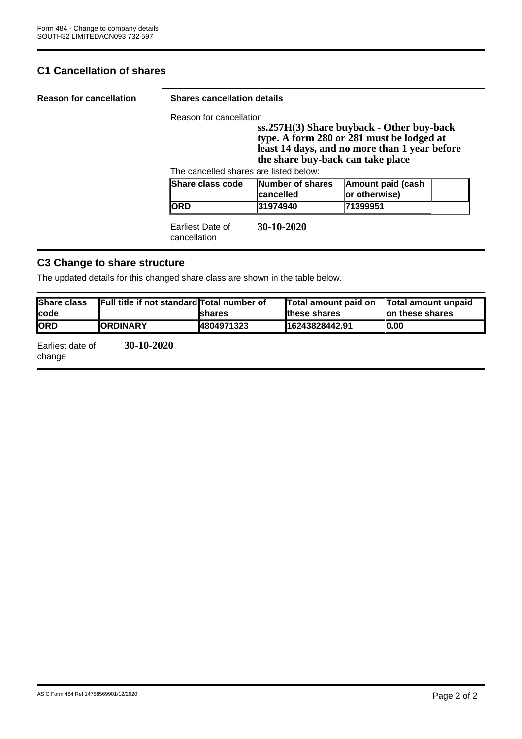## C1 Cancellation of shares

**Reason for cancellation**

**Shares cancellation details**

Reason for cancellation
**ss.257H(3) Share buyback - Other buy-back type. A form 280 or 281 must be lodged at least 14 days, and no more than 1 year before the share buy-back can take place**

The cancelled shares are listed below:

| Share class code | Number of shares cancelled | Amount paid (cash or otherwise) | |
|---|---|---|---|
| ORD | 31974940 | 71399951 | |

Earliest Date of cancellation **30-10-2020**

## C3 Change to share structure

The updated details for this changed share class are shown in the table below.

| Share class code | Full title if not standard | Total number of shares | Total amount paid on these shares | Total amount unpaid on these shares |
|---|---|---|---|---|
| ORD | ORDINARY | 4804971323 | 16243828442.91 | 0.00 |

Earliest date of change **30-10-2020**